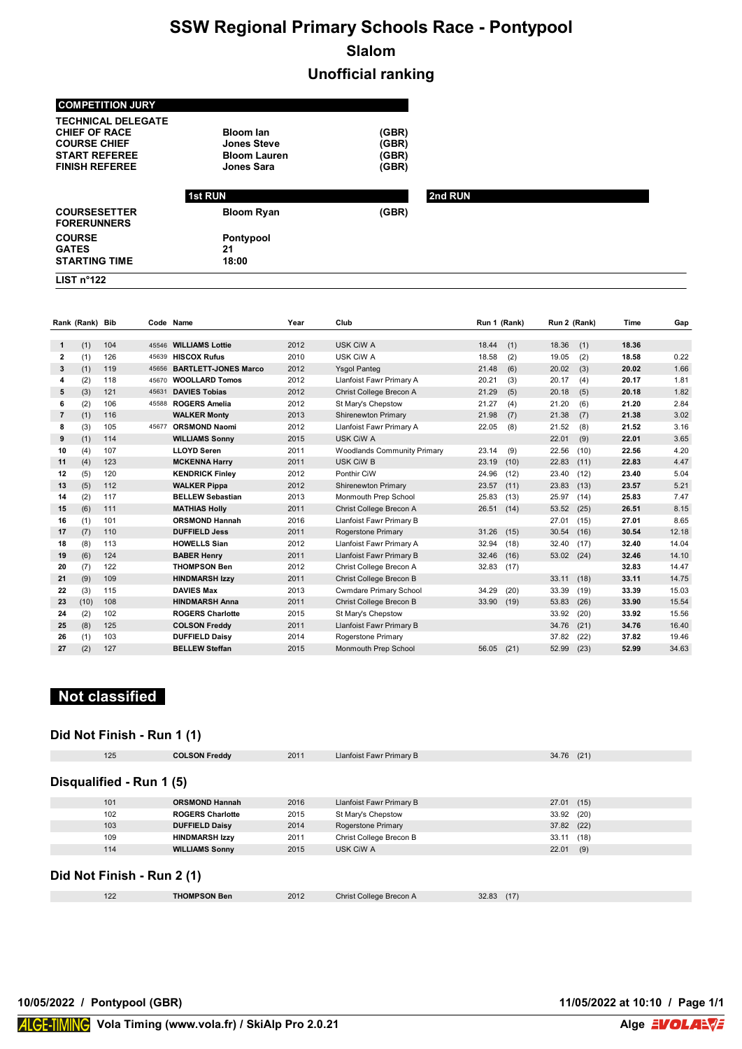# SSW Regional Primary Schools Race - Pontypool

## Slalom

## Unofficial ranking

| COMPETITION JURY | | |
|---|---|---|
| TECHNICAL DELEGATE | | |
| CHIEF OF RACE | Bloom Ian | (GBR) |
| COURSE CHIEF | Jones Steve | (GBR) |
| START REFEREE | Bloom Lauren | (GBR) |
| FINISH REFEREE | Jones Sara | (GBR) |

| | 1st RUN | | 2nd RUN |
|---|---|---|---|
| COURSESETTER | Bloom Ryan | (GBR) | |
| FORERUNNERS | | | |
| COURSE | Pontypool | | |
| GATES | 21 | | |
| STARTING TIME | 18:00 | | |

**LIST n°122**

| Rank | (Rank) | Bib | Code | Name | Year | Club | Run 1 | (Rank) | Run 2 | (Rank) | Time | Gap |
|---|---|---|---|---|---|---|---|---|---|---|---|---|
| **1** | (1) | 104 | 45546 | **WILLIAMS Lottie** | 2012 | USK CiW A | 18.44 | (1) | 18.36 | (1) | **18.36** | |
| **2** | (1) | 126 | 45639 | **HISCOX Rufus** | 2010 | USK CiW A | 18.58 | (2) | 19.05 | (2) | **18.58** | 0.22 |
| **3** | (1) | 119 | 45656 | **BARTLETT-JONES Marco** | 2012 | Ysgol Panteg | 21.48 | (6) | 20.02 | (3) | **20.02** | 1.66 |
| **4** | (2) | 118 | 45670 | **WOOLLARD Tomos** | 2012 | Llanfoist Fawr Primary A | 20.21 | (3) | 20.17 | (4) | **20.17** | 1.81 |
| **5** | (3) | 121 | 45631 | **DAVIES Tobias** | 2012 | Christ College Brecon A | 21.29 | (5) | 20.18 | (5) | **20.18** | 1.82 |
| **6** | (2) | 106 | 45588 | **ROGERS Amelia** | 2012 | St Mary's Chepstow | 21.27 | (4) | 21.20 | (6) | **21.20** | 2.84 |
| **7** | (1) | 116 | | **WALKER Monty** | 2013 | Shirenewton Primary | 21.98 | (7) | 21.38 | (7) | **21.38** | 3.02 |
| **8** | (3) | 105 | 45677 | **ORSMOND Naomi** | 2012 | Llanfoist Fawr Primary A | 22.05 | (8) | 21.52 | (8) | **21.52** | 3.16 |
| **9** | (1) | 114 | | **WILLIAMS Sonny** | 2015 | USK CiW A | | | 22.01 | (9) | **22.01** | 3.65 |
| **10** | (4) | 107 | | **LLOYD Seren** | 2011 | Woodlands Community Primary | 23.14 | (9) | 22.56 | (10) | **22.56** | 4.20 |
| **11** | (4) | 123 | | **MCKENNA Harry** | 2011 | USK CiW B | 23.19 | (10) | 22.83 | (11) | **22.83** | 4.47 |
| **12** | (5) | 120 | | **KENDRICK Finley** | 2012 | Ponthir CiW | 24.96 | (12) | 23.40 | (12) | **23.40** | 5.04 |
| **13** | (5) | 112 | | **WALKER Pippa** | 2012 | Shirenewton Primary | 23.57 | (11) | 23.83 | (13) | **23.57** | 5.21 |
| **14** | (2) | 117 | | **BELLEW Sebastian** | 2013 | Monmouth Prep School | 25.83 | (13) | 25.97 | (14) | **25.83** | 7.47 |
| **15** | (6) | 111 | | **MATHIAS Holly** | 2011 | Christ College Brecon A | 26.51 | (14) | 53.52 | (25) | **26.51** | 8.15 |
| **16** | (1) | 101 | | **ORSMOND Hannah** | 2016 | Llanfoist Fawr Primary B | | | 27.01 | (15) | **27.01** | 8.65 |
| **17** | (7) | 110 | | **DUFFIELD Jess** | 2011 | Rogerstone Primary | 31.26 | (15) | 30.54 | (16) | **30.54** | 12.18 |
| **18** | (8) | 113 | | **HOWELLS Sian** | 2012 | Llanfoist Fawr Primary A | 32.94 | (18) | 32.40 | (17) | **32.40** | 14.04 |
| **19** | (6) | 124 | | **BABER Henry** | 2011 | Llanfoist Fawr Primary B | 32.46 | (16) | 53.02 | (24) | **32.46** | 14.10 |
| **20** | (7) | 122 | | **THOMPSON Ben** | 2012 | Christ College Brecon A | 32.83 | (17) | | | **32.83** | 14.47 |
| **21** | (9) | 109 | | **HINDMARSH Izzy** | 2011 | Christ College Brecon B | | | 33.11 | (18) | **33.11** | 14.75 |
| **22** | (3) | 115 | | **DAVIES Max** | 2013 | Cwmdare Primary School | 34.29 | (20) | 33.39 | (19) | **33.39** | 15.03 |
| **23** | (10) | 108 | | **HINDMARSH Anna** | 2011 | Christ College Brecon B | 33.90 | (19) | 53.83 | (26) | **33.90** | 15.54 |
| **24** | (2) | 102 | | **ROGERS Charlotte** | 2015 | St Mary's Chepstow | | | 33.92 | (20) | **33.92** | 15.56 |
| **25** | (8) | 125 | | **COLSON Freddy** | 2011 | Llanfoist Fawr Primary B | | | 34.76 | (21) | **34.76** | 16.40 |
| **26** | (1) | 103 | | **DUFFIELD Daisy** | 2014 | Rogerstone Primary | | | 37.82 | (22) | **37.82** | 19.46 |
| **27** | (2) | 127 | | **BELLEW Steffan** | 2015 | Monmouth Prep School | 56.05 | (21) | 52.99 | (23) | **52.99** | 34.63 |

# Not classified

### Did Not Finish - Run 1 (1)

| Bib | Name | Year | Club | Run 1 | Run 2 |
|---|---|---|---|---|---|
| 125 | **COLSON Freddy** | 2011 | Llanfoist Fawr Primary B | | 34.76 (21) |

### Disqualified - Run 1 (5)

| Bib | Name | Year | Club | Run 1 | Run 2 |
|---|---|---|---|---|---|
| 101 | **ORSMOND Hannah** | 2016 | Llanfoist Fawr Primary B | | 27.01 (15) |
| 102 | **ROGERS Charlotte** | 2015 | St Mary's Chepstow | | 33.92 (20) |
| 103 | **DUFFIELD Daisy** | 2014 | Rogerstone Primary | | 37.82 (22) |
| 109 | **HINDMARSH Izzy** | 2011 | Christ College Brecon B | | 33.11 (18) |
| 114 | **WILLIAMS Sonny** | 2015 | USK CiW A | | 22.01 (9) |

### Did Not Finish - Run 2 (1)

| Bib | Name | Year | Club | Run 1 | Run 2 |
|---|---|---|---|---|---|
| 122 | **THOMPSON Ben** | 2012 | Christ College Brecon A | 32.83 (17) | |

**10/05/2022 / Pontypool (GBR)**

**11/05/2022 at 10:10 / Page 1/1**

ALGE-TIMING **Vola Timing (www.vola.fr) / SkiAlp Pro 2.0.21** **Alge** VOLA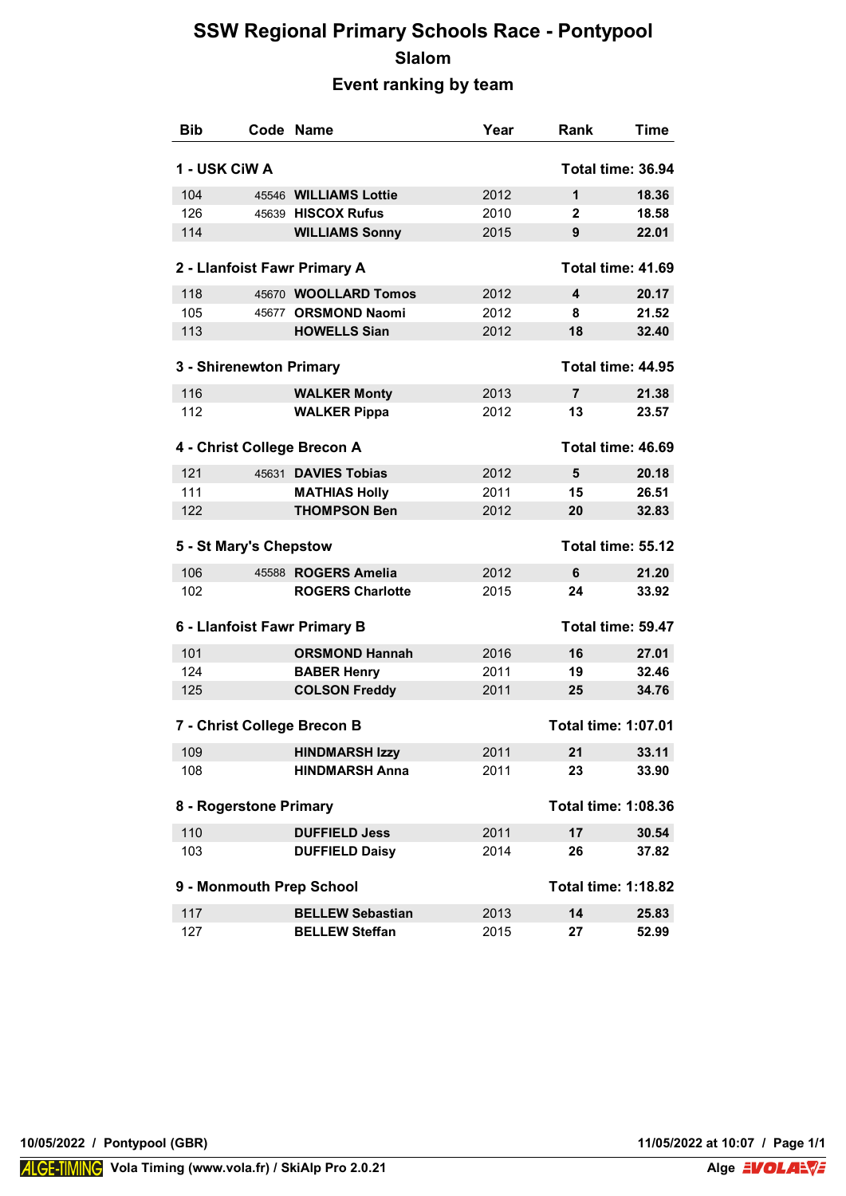# SSW Regional Primary Schools Race - Pontypool

## Slalom

## Event ranking by team

| Bib | Code | Name | Year | Rank | Time |
|---|---|---|---|---|---|
| **1 - USK CiW A** | | | | **Total time: 36.94** | |
| 104 | 45546 | **WILLIAMS Lottie** | 2012 | **1** | **18.36** |
| 126 | 45639 | **HISCOX Rufus** | 2010 | **2** | **18.58** |
| 114 | | **WILLIAMS Sonny** | 2015 | **9** | **22.01** |
| **2 - Llanfoist Fawr Primary A** | | | | **Total time: 41.69** | |
| 118 | 45670 | **WOOLLARD Tomos** | 2012 | **4** | **20.17** |
| 105 | 45677 | **ORSMOND Naomi** | 2012 | **8** | **21.52** |
| 113 | | **HOWELLS Sian** | 2012 | **18** | **32.40** |
| **3 - Shirenewton Primary** | | | | **Total time: 44.95** | |
| 116 | | **WALKER Monty** | 2013 | **7** | **21.38** |
| 112 | | **WALKER Pippa** | 2012 | **13** | **23.57** |
| **4 - Christ College Brecon A** | | | | **Total time: 46.69** | |
| 121 | 45631 | **DAVIES Tobias** | 2012 | **5** | **20.18** |
| 111 | | **MATHIAS Holly** | 2011 | **15** | **26.51** |
| 122 | | **THOMPSON Ben** | 2012 | **20** | **32.83** |
| **5 - St Mary's Chepstow** | | | | **Total time: 55.12** | |
| 106 | 45588 | **ROGERS Amelia** | 2012 | **6** | **21.20** |
| 102 | | **ROGERS Charlotte** | 2015 | **24** | **33.92** |
| **6 - Llanfoist Fawr Primary B** | | | | **Total time: 59.47** | |
| 101 | | **ORSMOND Hannah** | 2016 | **16** | **27.01** |
| 124 | | **BABER Henry** | 2011 | **19** | **32.46** |
| 125 | | **COLSON Freddy** | 2011 | **25** | **34.76** |
| **7 - Christ College Brecon B** | | | | **Total time: 1:07.01** | |
| 109 | | **HINDMARSH Izzy** | 2011 | **21** | **33.11** |
| 108 | | **HINDMARSH Anna** | 2011 | **23** | **33.90** |
| **8 - Rogerstone Primary** | | | | **Total time: 1:08.36** | |
| 110 | | **DUFFIELD Jess** | 2011 | **17** | **30.54** |
| 103 | | **DUFFIELD Daisy** | 2014 | **26** | **37.82** |
| **9 - Monmouth Prep School** | | | | **Total time: 1:18.82** | |
| 117 | | **BELLEW Sebastian** | 2013 | **14** | **25.83** |
| 127 | | **BELLEW Steffan** | 2015 | **27** | **52.99** |

10/05/2022 / Pontypool (GBR) — 11/05/2022 at 10:07

ALGE-TIMING Vola Timing (www.vola.fr) / SkiAlp Pro 2.0.21 — Alge VOLA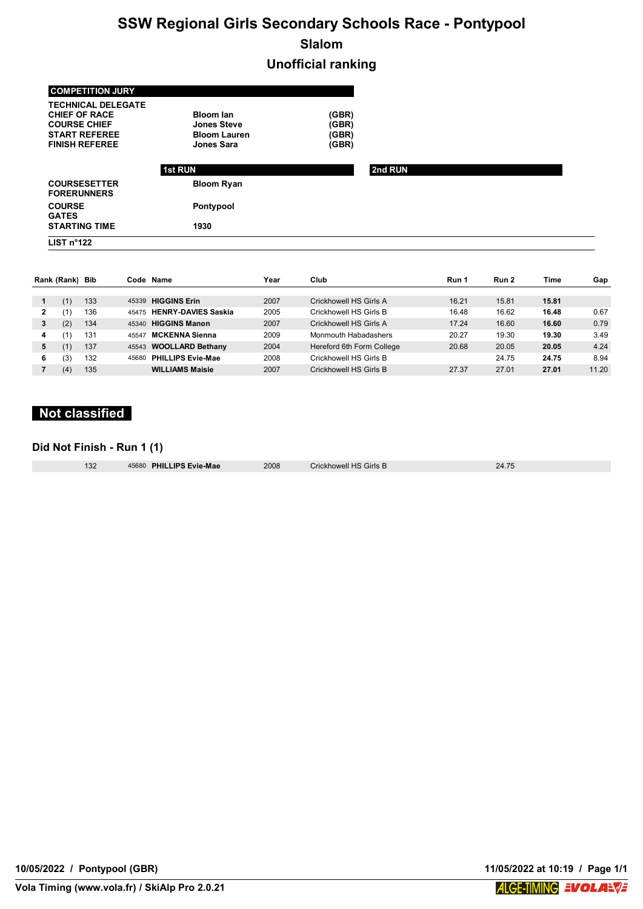# SSW Regional Girls Secondary Schools Race - Pontypool

## Slalom

## Unofficial ranking

| COMPETITION JURY | | |
|---|---|---|
| TECHNICAL DELEGATE | | |
| CHIEF OF RACE | Bloom Ian | (GBR) |
| COURSE CHIEF | Jones Steve | (GBR) |
| START REFEREE | Bloom Lauren | (GBR) |
| FINISH REFEREE | Jones Sara | (GBR) |

| | 1st RUN | 2nd RUN |
|---|---|---|
| COURSESETTER | Bloom Ryan | |
| FORERUNNERS | | |
| COURSE | Pontypool | |
| GATES | | |
| STARTING TIME | 1930 | |

LIST n°122

| Rank | (Rank) | Bib | Code | Name | Year | Club | Run 1 | Run 2 | Time | Gap |
|---|---|---|---|---|---|---|---|---|---|---|
| 1 | (1) | 133 | 45339 | **HIGGINS Erin** | 2007 | Crickhowell HS Girls A | 16.21 | 15.81 | **15.81** | |
| 2 | (1) | 136 | 45475 | **HENRY-DAVIES Saskia** | 2005 | Crickhowell HS Girls B | 16.48 | 16.62 | **16.48** | 0.67 |
| 3 | (2) | 134 | 45340 | **HIGGINS Manon** | 2007 | Crickhowell HS Girls A | 17.24 | 16.60 | **16.60** | 0.79 |
| 4 | (1) | 131 | 45547 | **MCKENNA Sienna** | 2009 | Monmouth Habadashers | 20.27 | 19.30 | **19.30** | 3.49 |
| 5 | (1) | 137 | 45543 | **WOOLLARD Bethany** | 2004 | Hereford 6th Form College | 20.68 | 20.05 | **20.05** | 4.24 |
| 6 | (3) | 132 | 45680 | **PHILLIPS Evie-Mae** | 2008 | Crickhowell HS Girls B | | 24.75 | **24.75** | 8.94 |
| 7 | (4) | 135 | | **WILLIAMS Maisie** | 2007 | Crickhowell HS Girls B | 27.37 | 27.01 | **27.01** | 11.20 |

## Not classified

### Did Not Finish - Run 1 (1)

| Bib | Code | Name | Year | Club | Run 2 |
|---|---|---|---|---|---|
| 132 | 45680 | **PHILLIPS Evie-Mae** | 2008 | Crickhowell HS Girls B | 24.75 |

10/05/2022 / Pontypool (GBR) — 11/05/2022 at 10:19

Vola Timing (www.vola.fr) / SkiAlp Pro 2.0.21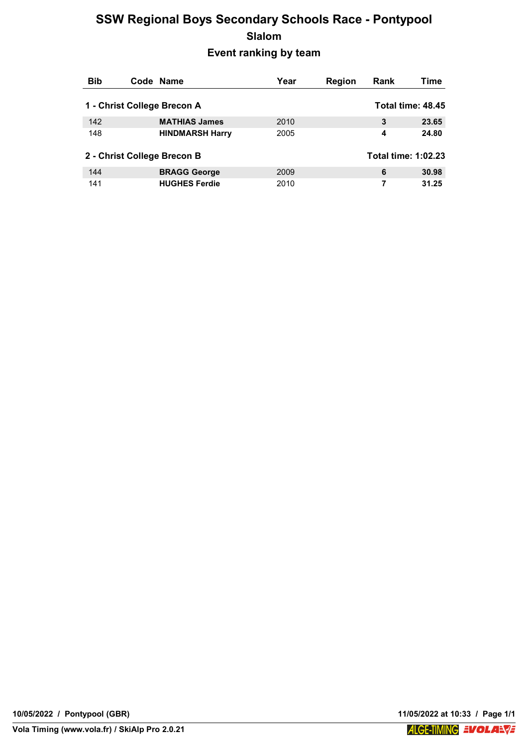# SSW Regional Boys Secondary Schools Race - Pontypool

## Slalom

## Event ranking by team

| Bib | Code | Name | Year | Region | Rank | Time |
|---|---|---|---|---|---|---|
| **1 - Christ College Brecon A** | | | | | | **Total time: 48.45** |
| 142 | | **MATHIAS James** | 2010 | | **3** | **23.65** |
| 148 | | **HINDMARSH Harry** | 2005 | | **4** | **24.80** |
| **2 - Christ College Brecon B** | | | | | | **Total time: 1:02.23** |
| 144 | | **BRAGG George** | 2009 | | **6** | **30.98** |
| 141 | | **HUGHES Ferdie** | 2010 | | **7** | **31.25** |

**10/05/2022 / Pontypool (GBR)**

**11/05/2022 at 10:33**

**Vola Timing (www.vola.fr) / SkiAlp Pro 2.0.21**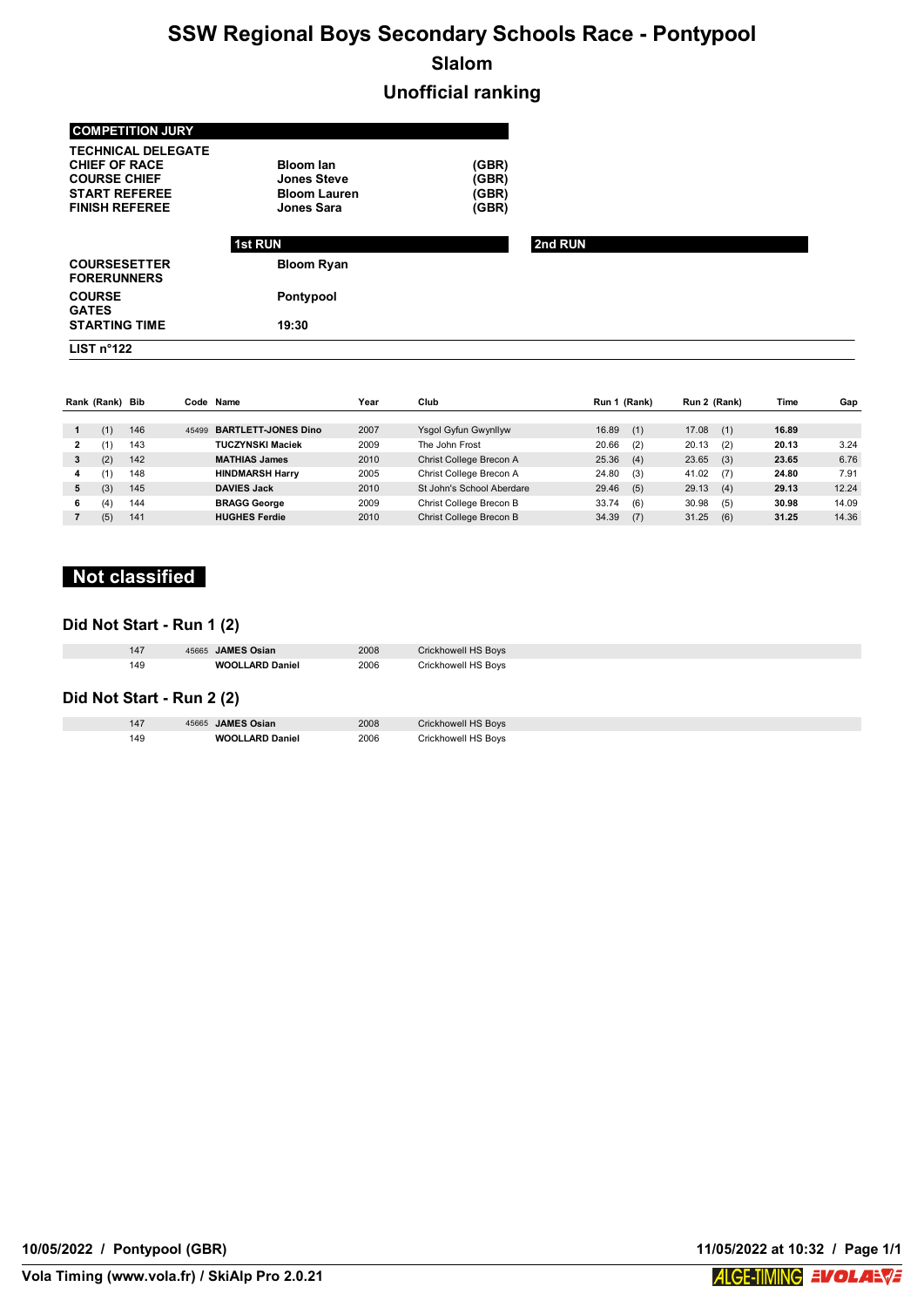# SSW Regional Boys Secondary Schools Race - Pontypool

## Slalom

## Unofficial ranking

| COMPETITION JURY | | |
|---|---|---|
| TECHNICAL DELEGATE | | |
| CHIEF OF RACE | Bloom Ian | (GBR) |
| COURSE CHIEF | Jones Steve | (GBR) |
| START REFEREE | Bloom Lauren | (GBR) |
| FINISH REFEREE | Jones Sara | (GBR) |

| | 1st RUN | 2nd RUN |
|---|---|---|
| COURSESETTER | Bloom Ryan | |
| FORERUNNERS | | |
| COURSE | Pontypool | |
| GATES | | |
| STARTING TIME | 19:30 | |

**LIST n°122**

| Rank | (Rank) | Bib | Code | Name | Year | Club | Run 1 | (Rank) | Run 2 | (Rank) | Time | Gap |
|---|---|---|---|---|---|---|---|---|---|---|---|---|
| 1 | (1) | 146 | 45499 | BARTLETT-JONES Dino | 2007 | Ysgol Gyfun Gwynllyw | 16.89 | (1) | 17.08 | (1) | 16.89 | |
| 2 | (1) | 143 | | TUCZYNSKI Maciek | 2009 | The John Frost | 20.66 | (2) | 20.13 | (2) | 20.13 | 3.24 |
| 3 | (2) | 142 | | MATHIAS James | 2010 | Christ College Brecon A | 25.36 | (4) | 23.65 | (3) | 23.65 | 6.76 |
| 4 | (1) | 148 | | HINDMARSH Harry | 2005 | Christ College Brecon A | 24.80 | (3) | 41.02 | (7) | 24.80 | 7.91 |
| 5 | (3) | 145 | | DAVIES Jack | 2010 | St John's School Aberdare | 29.46 | (5) | 29.13 | (4) | 29.13 | 12.24 |
| 6 | (4) | 144 | | BRAGG George | 2009 | Christ College Brecon B | 33.74 | (6) | 30.98 | (5) | 30.98 | 14.09 |
| 7 | (5) | 141 | | HUGHES Ferdie | 2010 | Christ College Brecon B | 34.39 | (7) | 31.25 | (6) | 31.25 | 14.36 |

## Not classified

### Did Not Start - Run 1 (2)

| Bib | Code | Name | Year | Club |
|---|---|---|---|---|
| 147 | 45665 | JAMES Osian | 2008 | Crickhowell HS Boys |
| 149 | | WOOLLARD Daniel | 2006 | Crickhowell HS Boys |

### Did Not Start - Run 2 (2)

| Bib | Code | Name | Year | Club |
|---|---|---|---|---|
| 147 | 45665 | JAMES Osian | 2008 | Crickhowell HS Boys |
| 149 | | WOOLLARD Daniel | 2006 | Crickhowell HS Boys |

10/05/2022 / Pontypool (GBR)

11/05/2022 at 10:32

Vola Timing (www.vola.fr) / SkiAlp Pro 2.0.21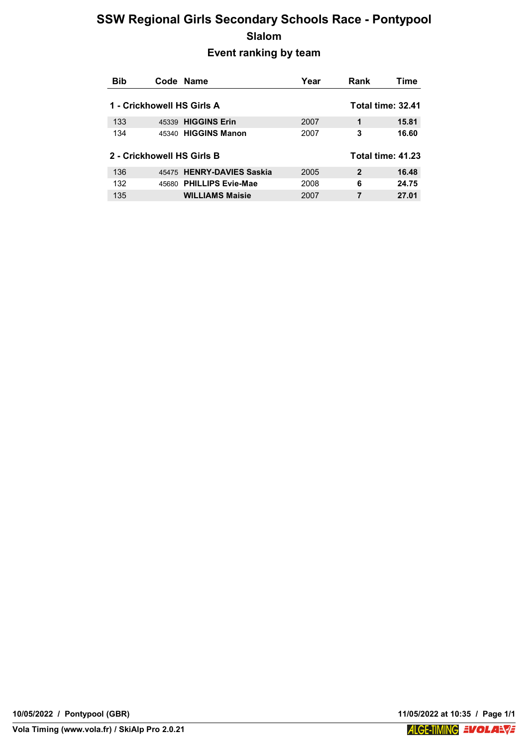# SSW Regional Girls Secondary Schools Race - Pontypool

## Slalom

## Event ranking by team

| Bib | Code | Name | Year | Rank | Time |
|---|---|---|---|---|---|
| **1 - Crickhowell HS Girls A** | | | | **Total time: 32.41** | |
| 133 | 45339 | **HIGGINS Erin** | 2007 | **1** | **15.81** |
| 134 | 45340 | **HIGGINS Manon** | 2007 | **3** | **16.60** |
| **2 - Crickhowell HS Girls B** | | | | **Total time: 41.23** | |
| 136 | 45475 | **HENRY-DAVIES Saskia** | 2005 | **2** | **16.48** |
| 132 | 45680 | **PHILLIPS Evie-Mae** | 2008 | **6** | **24.75** |
| 135 | | **WILLIAMS Maisie** | 2007 | **7** | **27.01** |

**10/05/2022 / Pontypool (GBR)**

**11/05/2022 at 10:35**

**Vola Timing (www.vola.fr) / SkiAlp Pro 2.0.21**